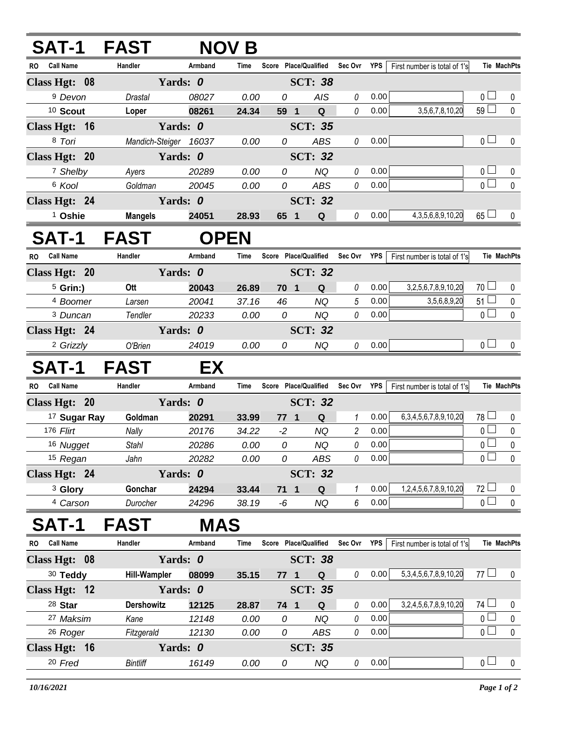# SAT-1 FAST NOV B

| RO | Call Name | Handler | Armband | Time | Score | Place/Qualified | Sec Ovr | YPS | First number is total of 1's | Tie | MachPts |
|---|---|---|---|---|---|---|---|---|---|---|---|
| **Class Hgt: 08** | | **Yards: 0** | | | | **SCT: 38** | | | | | |
| 9 | *Devon* | *Drastal* | *08027* | *0.00* | *0* | *AIS* | 0 | 0.00 | | 0 | 0 |
| 10 | **Scout** | **Loper** | **08261** | **24.34** | **59 1** | **Q** | 0 | 0.00 | 3,5,6,7,8,10,20 | 59 | 0 |
| **Class Hgt: 16** | | **Yards: 0** | | | | **SCT: 35** | | | | | |
| 8 | *Tori* | *Mandich-Steiger* | *16037* | *0.00* | *0* | *ABS* | 0 | 0.00 | | 0 | 0 |
| **Class Hgt: 20** | | **Yards: 0** | | | | **SCT: 32** | | | | | |
| 7 | *Shelby* | *Ayers* | *20289* | *0.00* | *0* | *NQ* | 0 | 0.00 | | 0 | 0 |
| 6 | *Kool* | *Goldman* | *20045* | *0.00* | *0* | *ABS* | 0 | 0.00 | | 0 | 0 |
| **Class Hgt: 24** | | **Yards: 0** | | | | **SCT: 32** | | | | | |
| 1 | **Oshie** | **Mangels** | **24051** | **28.93** | **65 1** | **Q** | 0 | 0.00 | 4,3,5,6,8,9,10,20 | 65 | 0 |

# SAT-1 FAST OPEN

| RO | Call Name | Handler | Armband | Time | Score | Place/Qualified | Sec Ovr | YPS | First number is total of 1's | Tie | MachPts |
|---|---|---|---|---|---|---|---|---|---|---|---|
| **Class Hgt: 20** | | **Yards: 0** | | | | **SCT: 32** | | | | | |
| 5 | **Grin:)** | **Ott** | **20043** | **26.89** | **70 1** | **Q** | 0 | 0.00 | 3,2,5,6,7,8,9,10,20 | 70 | 0 |
| 4 | *Boomer* | *Larsen* | *20041* | *37.16* | *46* | *NQ* | 5 | 0.00 | 3,5,6,8,9,20 | 51 | 0 |
| 3 | *Duncan* | *Tendler* | *20233* | *0.00* | *0* | *NQ* | 0 | 0.00 | | 0 | 0 |
| **Class Hgt: 24** | | **Yards: 0** | | | | **SCT: 32** | | | | | |
| 2 | *Grizzly* | *O'Brien* | *24019* | *0.00* | *0* | *NQ* | 0 | 0.00 | | 0 | 0 |

# SAT-1 FAST EX

| RO | Call Name | Handler | Armband | Time | Score | Place/Qualified | Sec Ovr | YPS | First number is total of 1's | Tie | MachPts |
|---|---|---|---|---|---|---|---|---|---|---|---|
| **Class Hgt: 20** | | **Yards: 0** | | | | **SCT: 32** | | | | | |
| 17 | **Sugar Ray** | **Goldman** | **20291** | **33.99** | **77 1** | **Q** | 1 | 0.00 | 6,3,4,5,6,7,8,9,10,20 | 78 | 0 |
| 176 | *Flirt* | *Nally* | *20176* | *34.22* | *-2* | *NQ* | 2 | 0.00 | | 0 | 0 |
| 16 | *Nugget* | *Stahl* | *20286* | *0.00* | *0* | *NQ* | 0 | 0.00 | | 0 | 0 |
| 15 | *Regan* | *Jahn* | *20282* | *0.00* | *0* | *ABS* | 0 | 0.00 | | 0 | 0 |
| **Class Hgt: 24** | | **Yards: 0** | | | | **SCT: 32** | | | | | |
| 3 | **Glory** | **Gonchar** | **24294** | **33.44** | **71 1** | **Q** | 1 | 0.00 | 1,2,4,5,6,7,8,9,10,20 | 72 | 0 |
| 4 | *Carson* | *Durocher* | *24296* | *38.19* | *-6* | *NQ* | 6 | 0.00 | | 0 | 0 |

# SAT-1 FAST MAS

| RO | Call Name | Handler | Armband | Time | Score | Place/Qualified | Sec Ovr | YPS | First number is total of 1's | Tie | MachPts |
|---|---|---|---|---|---|---|---|---|---|---|---|
| **Class Hgt: 08** | | **Yards: 0** | | | | **SCT: 38** | | | | | |
| 30 | **Teddy** | **Hill-Wampler** | **08099** | **35.15** | **77 1** | **Q** | 0 | 0.00 | 5,3,4,5,6,7,8,9,10,20 | 77 | 0 |
| **Class Hgt: 12** | | **Yards: 0** | | | | **SCT: 35** | | | | | |
| 28 | **Star** | **Dershowitz** | **12125** | **28.87** | **74 1** | **Q** | 0 | 0.00 | 3,2,4,5,6,7,8,9,10,20 | 74 | 0 |
| 27 | *Maksim* | *Kane* | *12148* | *0.00* | *0* | *NQ* | 0 | 0.00 | | 0 | 0 |
| 26 | *Roger* | *Fitzgerald* | *12130* | *0.00* | *0* | *ABS* | 0 | 0.00 | | 0 | 0 |
| **Class Hgt: 16** | | **Yards: 0** | | | | **SCT: 35** | | | | | |
| 20 | *Fred* | *Bintliff* | *16149* | *0.00* | *0* | *NQ* | 0 | 0.00 | | 0 | 0 |

*10/16/2021*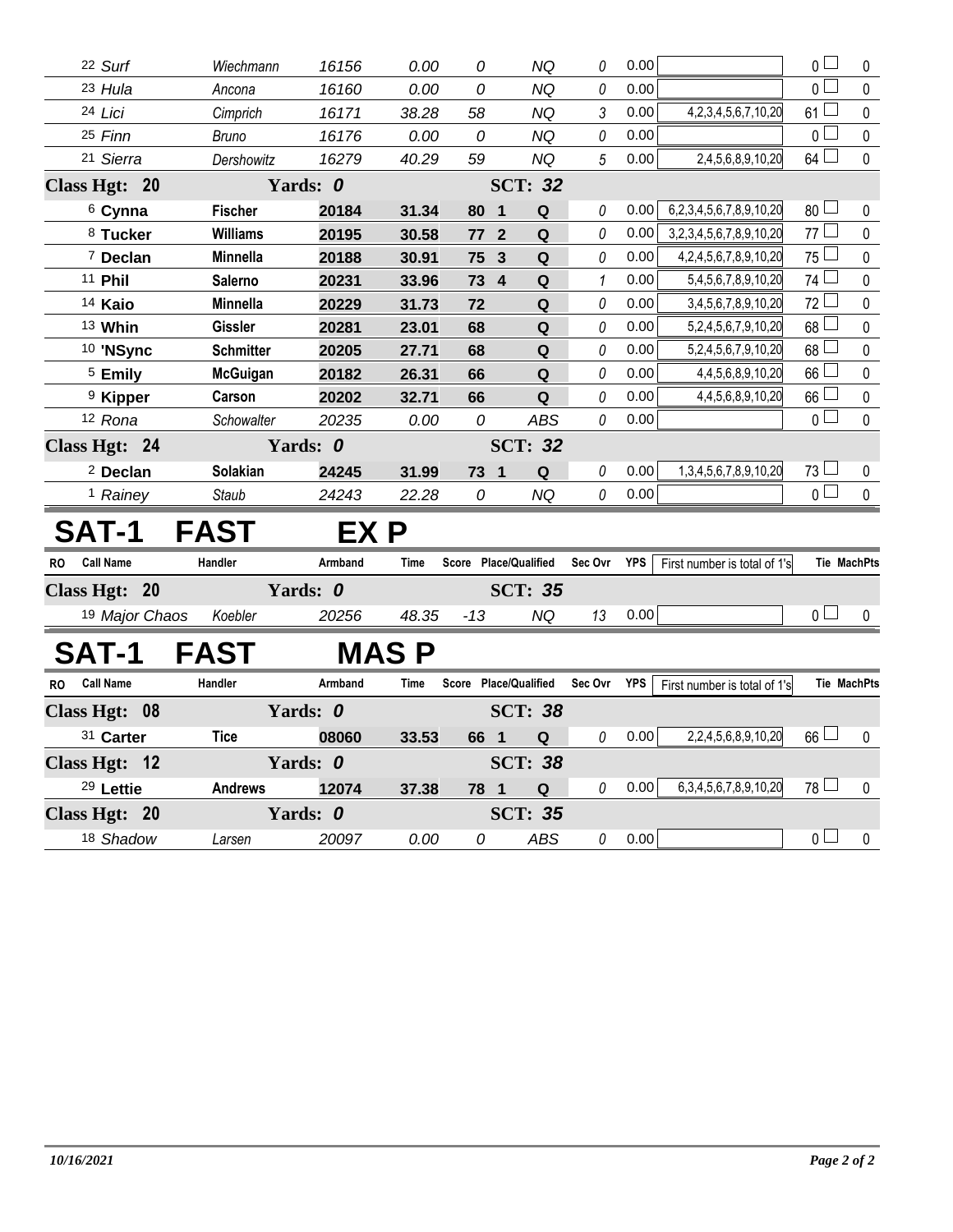| RO | Call Name | Handler | Armband | Time | Score | Place/Qualified | Sec Ovr | YPS | First number is total of 1's | Tie | MachPts |
|---|---|---|---|---|---|---|---|---|---|---|---|
| 22 | *Surf* | *Wiechmann* | *16156* | *0.00* | *0* | *NQ* | *0* | 0.00 | | 0 | 0 |
| 23 | *Hula* | *Ancona* | *16160* | *0.00* | *0* | *NQ* | *0* | 0.00 | | 0 | 0 |
| 24 | *Lici* | *Cimprich* | *16171* | *38.28* | *58* | *NQ* | *3* | 0.00 | 4,2,3,4,5,6,7,10,20 | 61 | 0 |
| 25 | *Finn* | *Bruno* | *16176* | *0.00* | *0* | *NQ* | *0* | 0.00 | | 0 | 0 |
| 21 | *Sierra* | *Dershowitz* | *16279* | *40.29* | *59* | *NQ* | *5* | 0.00 | 2,4,5,6,8,9,10,20 | 64 | 0 |
| **Class Hgt: 20** | | **Yards: 0** | | | | **SCT: 32** | | | | | |
| 6 | **Cynna** | **Fischer** | **20184** | **31.34** | **80 1** | **Q** | *0* | 0.00 | 6,2,3,4,5,6,7,8,9,10,20 | 80 | 0 |
| 8 | **Tucker** | **Williams** | **20195** | **30.58** | **77 2** | **Q** | *0* | 0.00 | 3,2,3,4,5,6,7,8,9,10,20 | 77 | 0 |
| 7 | **Declan** | **Minnella** | **20188** | **30.91** | **75 3** | **Q** | *0* | 0.00 | 4,2,4,5,6,7,8,9,10,20 | 75 | 0 |
| 11 | **Phil** | **Salerno** | **20231** | **33.96** | **73 4** | **Q** | *1* | 0.00 | 5,4,5,6,7,8,9,10,20 | 74 | 0 |
| 14 | **Kaio** | **Minnella** | **20229** | **31.73** | **72** | **Q** | *0* | 0.00 | 3,4,5,6,7,8,9,10,20 | 72 | 0 |
| 13 | **Whin** | **Gissler** | **20281** | **23.01** | **68** | **Q** | *0* | 0.00 | 5,2,4,5,6,7,9,10,20 | 68 | 0 |
| 10 | **'NSync** | **Schmitter** | **20205** | **27.71** | **68** | **Q** | *0* | 0.00 | 5,2,4,5,6,7,9,10,20 | 68 | 0 |
| 5 | **Emily** | **McGuigan** | **20182** | **26.31** | **66** | **Q** | *0* | 0.00 | 4,4,5,6,8,9,10,20 | 66 | 0 |
| 9 | **Kipper** | **Carson** | **20202** | **32.71** | **66** | **Q** | *0* | 0.00 | 4,4,5,6,8,9,10,20 | 66 | 0 |
| 12 | *Rona* | *Schowalter* | *20235* | *0.00* | *0* | *ABS* | *0* | 0.00 | | 0 | 0 |
| **Class Hgt: 24** | | **Yards: 0** | | | | **SCT: 32** | | | | | |
| 2 | **Declan** | **Solakian** | **24245** | **31.99** | **73 1** | **Q** | *0* | 0.00 | 1,3,4,5,6,7,8,9,10,20 | 73 | 0 |
| 1 | *Rainey* | *Staub* | *24243* | *22.28* | *0* | *NQ* | *0* | 0.00 | | 0 | 0 |

# SAT-1 FAST EX P

| RO | Call Name | Handler | Armband | Time | Score | Place/Qualified | Sec Ovr | YPS | First number is total of 1's | Tie | MachPts |
|---|---|---|---|---|---|---|---|---|---|---|---|
| **Class Hgt: 20** | | **Yards: 0** | | | | **SCT: 35** | | | | | |
| 19 | *Major Chaos* | *Koebler* | *20256* | *48.35* | *-13* | *NQ* | *13* | 0.00 | | 0 | 0 |

# SAT-1 FAST MAS P

| RO | Call Name | Handler | Armband | Time | Score | Place/Qualified | Sec Ovr | YPS | First number is total of 1's | Tie | MachPts |
|---|---|---|---|---|---|---|---|---|---|---|---|
| **Class Hgt: 08** | | **Yards: 0** | | | | **SCT: 38** | | | | | |
| 31 | **Carter** | **Tice** | **08060** | **33.53** | **66 1** | **Q** | *0* | 0.00 | 2,2,4,5,6,8,9,10,20 | 66 | 0 |
| **Class Hgt: 12** | | **Yards: 0** | | | | **SCT: 38** | | | | | |
| 29 | **Lettie** | **Andrews** | **12074** | **37.38** | **78 1** | **Q** | *0* | 0.00 | 6,3,4,5,6,7,8,9,10,20 | 78 | 0 |
| **Class Hgt: 20** | | **Yards: 0** | | | | **SCT: 35** | | | | | |
| 18 | *Shadow* | *Larsen* | *20097* | *0.00* | *0* | *ABS* | *0* | 0.00 | | 0 | 0 |

*10/16/2021*